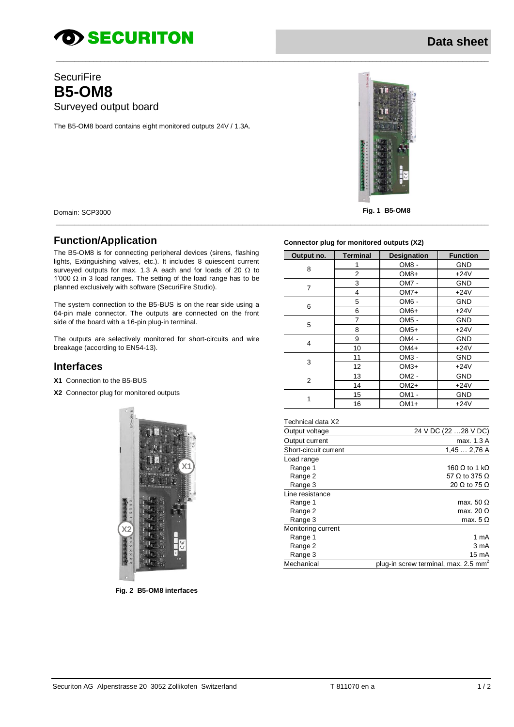**SECURITON** — Data sheet

SecuriFire

# B5-OM8

Surveyed output board

The B5-OM8 board contains eight monitored outputs 24V / 1.3A.

Domain: SCP3000

Fig. 1 B5-OM8

## Function/Application

The B5-OM8 is for connecting peripheral devices (sirens, flashing lights, Extinguishing valves, etc.). It includes 8 quiescent current surveyed outputs for max. 1.3 A each and for loads of 20 Ω to 1'000 Ω in 3 load ranges. The setting of the load range has to be planned exclusively with software (SecuriFire Studio).

The system connection to the B5-BUS is on the rear side using a 64-pin male connector. The outputs are connected on the front side of the board with a 16-pin plug-in terminal.

The outputs are selectively monitored for short-circuits and wire breakage (according to EN54-13).

## Interfaces

**X1** Connection to the B5-BUS

**X2** Connector plug for monitored outputs

Fig. 2 B5-OM8 interfaces

**Connector plug for monitored outputs (X2)**

| Output no. | Terminal | Designation | Function |
|---|---|---|---|
| 8 | 1 | OM8 - | GND |
| | 2 | OM8+ | +24V |
| 7 | 3 | OM7 - | GND |
| | 4 | OM7+ | +24V |
| 6 | 5 | OM6 - | GND |
| | 6 | OM6+ | +24V |
| 5 | 7 | OM5 - | GND |
| | 8 | OM5+ | +24V |
| 4 | 9 | OM4 - | GND |
| | 10 | OM4+ | +24V |
| 3 | 11 | OM3 - | GND |
| | 12 | OM3+ | +24V |
| 2 | 13 | OM2 - | GND |
| | 14 | OM2+ | +24V |
| 1 | 15 | OM1 - | GND |
| | 16 | OM1+ | +24V |

| Technical data X2 | |
|---|---|
| Output voltage | 24 V DC (22 …28 V DC) |
| Output current | max. 1.3 A |
| Short-circuit current | 1,45 … 2,76 A |
| Load range | |
| Range 1 | 160 Ω to 1 kΩ |
| Range 2 | 57 Ω to 375 Ω |
| Range 3 | 20 Ω to 75 Ω |
| Line resistance | |
| Range 1 | max. 50 Ω |
| Range 2 | max. 20 Ω |
| Range 3 | max. 5 Ω |
| Monitoring current | |
| Range 1 | 1 mA |
| Range 2 | 3 mA |
| Range 3 | 15 mA |
| Mechanical | plug-in screw terminal, max. 2.5 $mm^2$ |

Securiton AG Alpenstrasse 20 3052 Zollikofen Switzerland — T 811070 en a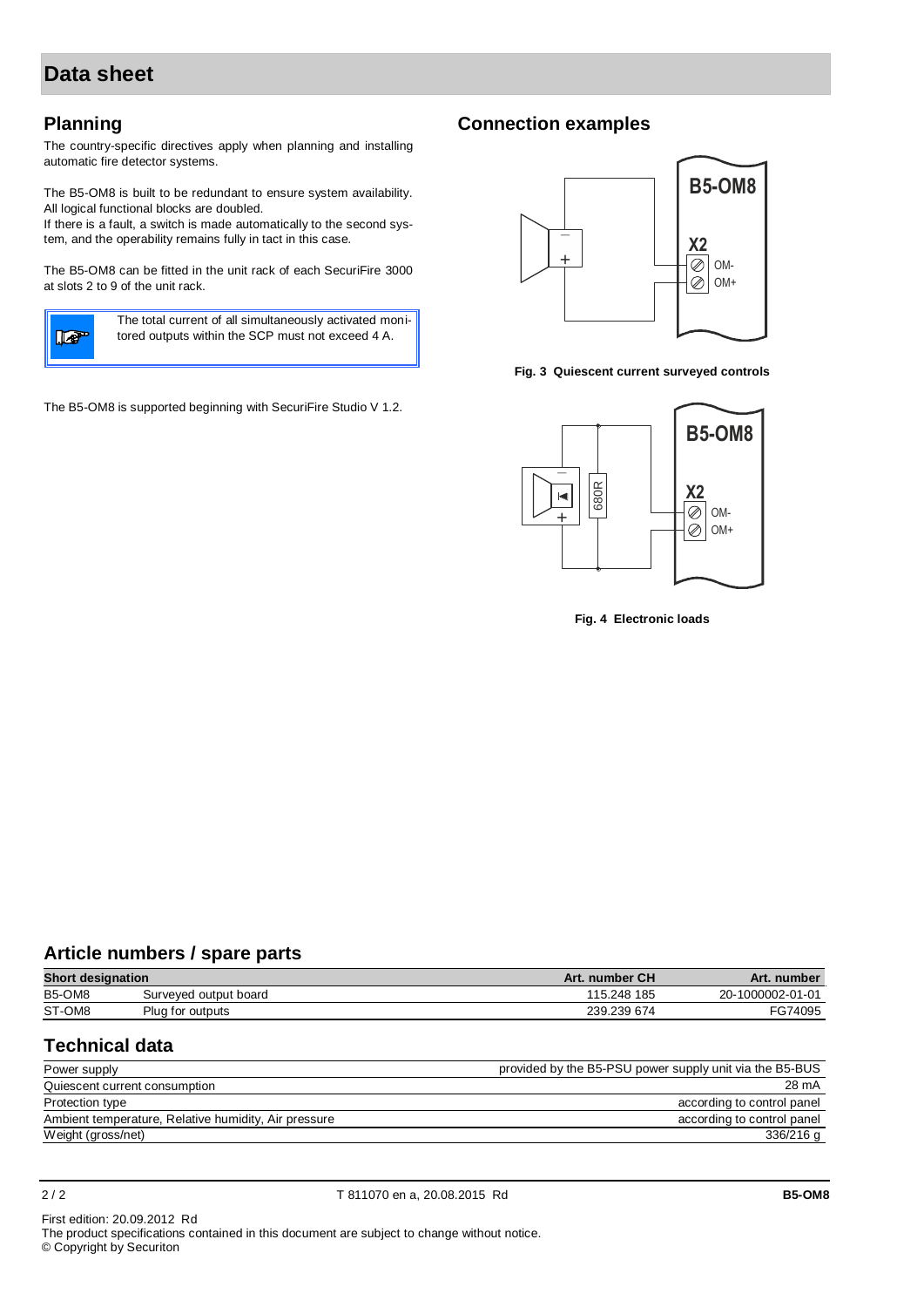# Data sheet

## Planning

The country-specific directives apply when planning and installing automatic fire detector systems.

The B5-OM8 is built to be redundant to ensure system availability. All logical functional blocks are doubled.
If there is a fault, a switch is made automatically to the second system, and the operability remains fully in tact in this case.

The B5-OM8 can be fitted in the unit rack of each SecuriFire 3000 at slots 2 to 9 of the unit rack.

> The total current of all simultaneously activated monitored outputs within the SCP must not exceed 4 A.

The B5-OM8 is supported beginning with SecuriFire Studio V 1.2.

## Connection examples

B5-OM8
X2
OM-
OM+

**Fig. 3 Quiescent current surveyed controls**

B5-OM8
680R
X2
OM-
OM+

**Fig. 4 Electronic loads**

## Article numbers / spare parts

| Short designation | | Art. number CH | Art. number |
|---|---|---|---|
| B5-OM8 | Surveyed output board | 115.248 185 | 20-1000002-01-01 |
| ST-OM8 | Plug for outputs | 239.239 674 | FG74095 |

## Technical data

| | |
|---|---|
| Power supply | provided by the B5-PSU power supply unit via the B5-BUS |
| Quiescent current consumption | 28 mA |
| Protection type | according to control panel |
| Ambient temperature, Relative humidity, Air pressure | according to control panel |
| Weight (gross/net) | 336/216 g |

First edition: 20.09.2012 Rd
The product specifications contained in this document are subject to change without notice.
© Copyright by Securiton